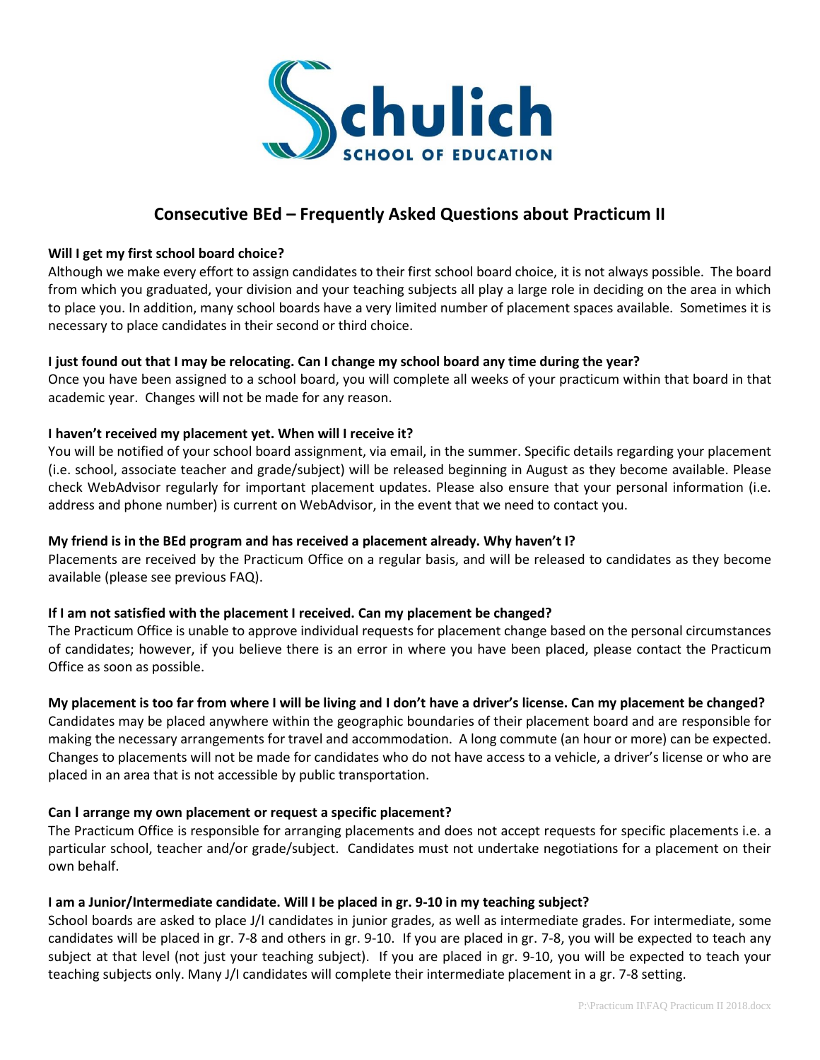Schulich
SCHOOL OF EDUCATION

# Consecutive BEd – Frequently Asked Questions about Practicum II

**Will I get my first school board choice?**

Although we make every effort to assign candidates to their first school board choice, it is not always possible. The board from which you graduated, your division and your teaching subjects all play a large role in deciding on the area in which to place you. In addition, many school boards have a very limited number of placement spaces available. Sometimes it is necessary to place candidates in their second or third choice.

**I just found out that I may be relocating. Can I change my school board any time during the year?**

Once you have been assigned to a school board, you will complete all weeks of your practicum within that board in that academic year. Changes will not be made for any reason.

**I haven't received my placement yet. When will I receive it?**

You will be notified of your school board assignment, via email, in the summer. Specific details regarding your placement (i.e. school, associate teacher and grade/subject) will be released beginning in August as they become available. Please check WebAdvisor regularly for important placement updates. Please also ensure that your personal information (i.e. address and phone number) is current on WebAdvisor, in the event that we need to contact you.

**My friend is in the BEd program and has received a placement already. Why haven't I?**

Placements are received by the Practicum Office on a regular basis, and will be released to candidates as they become available (please see previous FAQ).

**If I am not satisfied with the placement I received. Can my placement be changed?**

The Practicum Office is unable to approve individual requests for placement change based on the personal circumstances of candidates; however, if you believe there is an error in where you have been placed, please contact the Practicum Office as soon as possible.

**My placement is too far from where I will be living and I don't have a driver's license. Can my placement be changed?**

Candidates may be placed anywhere within the geographic boundaries of their placement board and are responsible for making the necessary arrangements for travel and accommodation. A long commute (an hour or more) can be expected. Changes to placements will not be made for candidates who do not have access to a vehicle, a driver's license or who are placed in an area that is not accessible by public transportation.

**Can I arrange my own placement or request a specific placement?**

The Practicum Office is responsible for arranging placements and does not accept requests for specific placements i.e. a particular school, teacher and/or grade/subject. Candidates must not undertake negotiations for a placement on their own behalf.

**I am a Junior/Intermediate candidate. Will I be placed in gr. 9-10 in my teaching subject?**

School boards are asked to place J/I candidates in junior grades, as well as intermediate grades. For intermediate, some candidates will be placed in gr. 7-8 and others in gr. 9-10. If you are placed in gr. 7-8, you will be expected to teach any subject at that level (not just your teaching subject). If you are placed in gr. 9-10, you will be expected to teach your teaching subjects only. Many J/I candidates will complete their intermediate placement in a gr. 7-8 setting.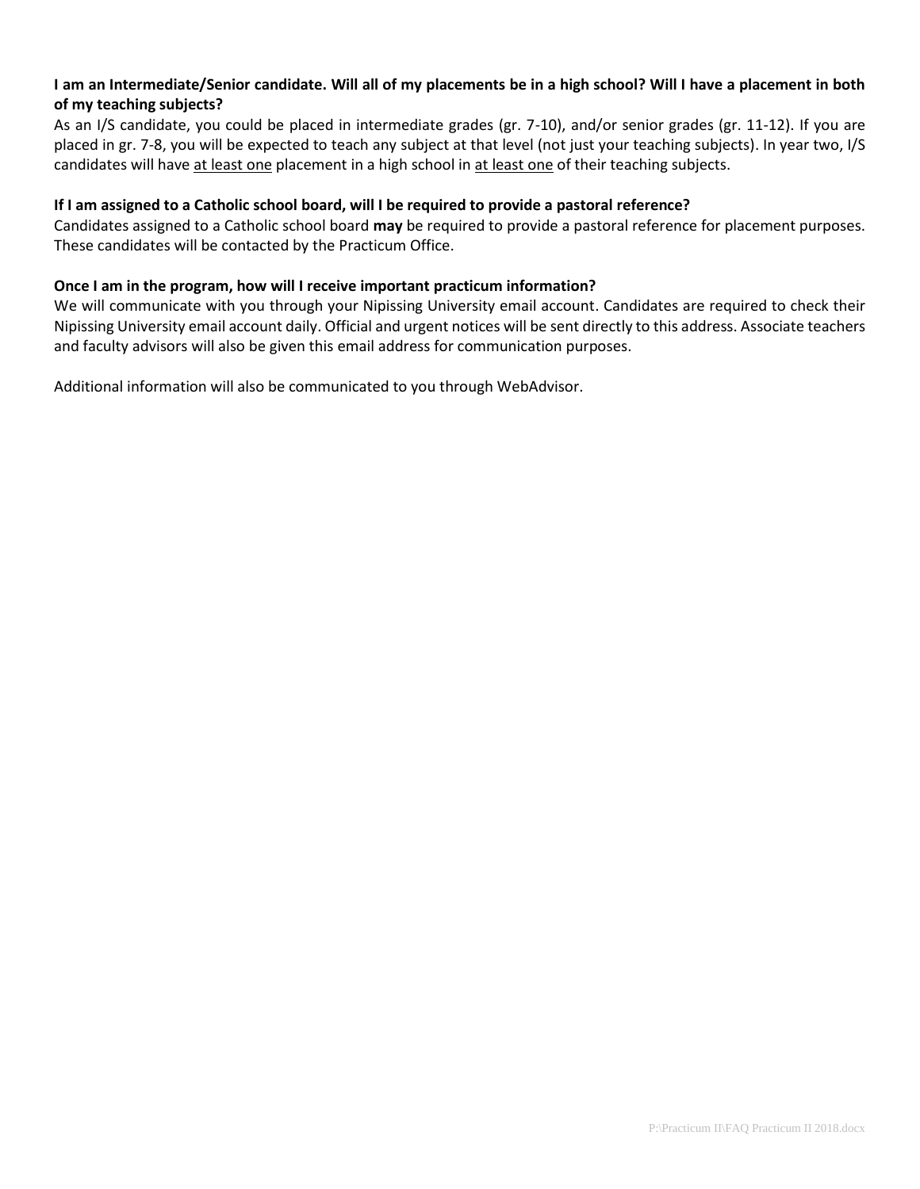**I am an Intermediate/Senior candidate. Will all of my placements be in a high school? Will I have a placement in both of my teaching subjects?**

As an I/S candidate, you could be placed in intermediate grades (gr. 7-10), and/or senior grades (gr. 11-12). If you are placed in gr. 7-8, you will be expected to teach any subject at that level (not just your teaching subjects). In year two, I/S candidates will have at least one placement in a high school in at least one of their teaching subjects.

**If I am assigned to a Catholic school board, will I be required to provide a pastoral reference?**

Candidates assigned to a Catholic school board **may** be required to provide a pastoral reference for placement purposes. These candidates will be contacted by the Practicum Office.

**Once I am in the program, how will I receive important practicum information?**

We will communicate with you through your Nipissing University email account. Candidates are required to check their Nipissing University email account daily. Official and urgent notices will be sent directly to this address. Associate teachers and faculty advisors will also be given this email address for communication purposes.

Additional information will also be communicated to you through WebAdvisor.